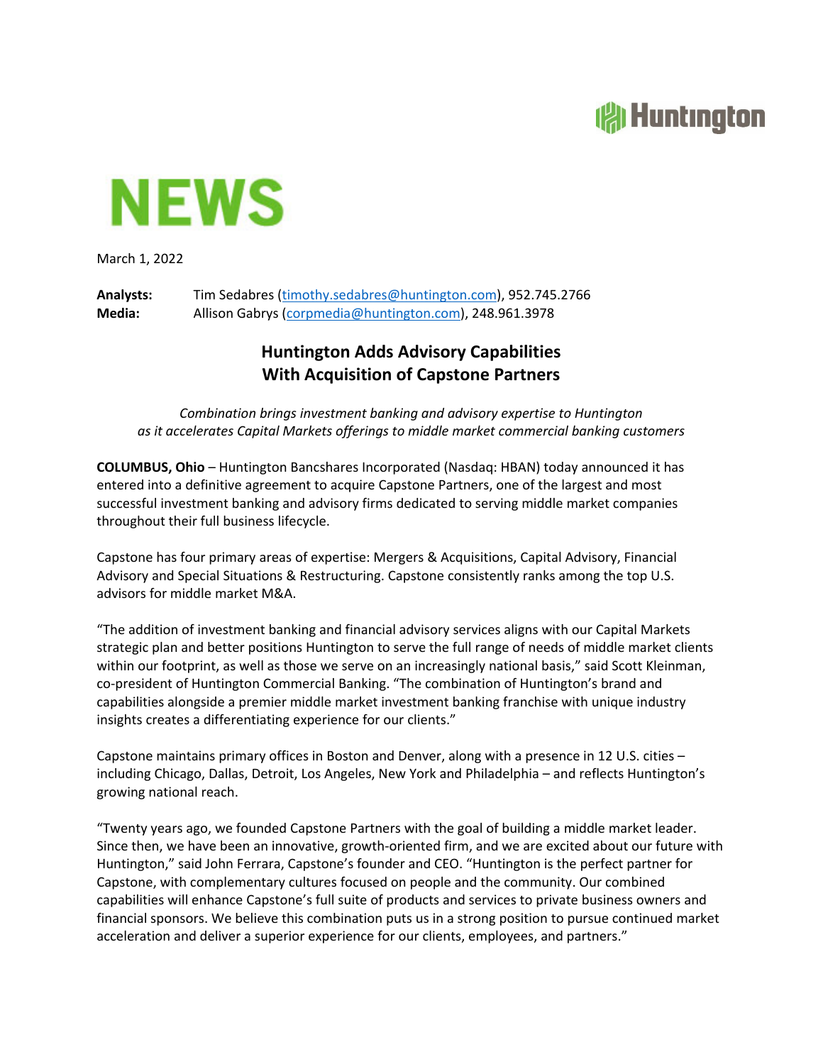Huntington

# NEWS

March 1, 2022

**Analysts:** Tim Sedabres (timothy.sedabres@huntington.com), 952.745.2766
**Media:** Allison Gabrys (corpmedia@huntington.com), 248.961.3978

## Huntington Adds Advisory Capabilities With Acquisition of Capstone Partners

*Combination brings investment banking and advisory expertise to Huntington as it accelerates Capital Markets offerings to middle market commercial banking customers*

**COLUMBUS, Ohio** – Huntington Bancshares Incorporated (Nasdaq: HBAN) today announced it has entered into a definitive agreement to acquire Capstone Partners, one of the largest and most successful investment banking and advisory firms dedicated to serving middle market companies throughout their full business lifecycle.

Capstone has four primary areas of expertise: Mergers & Acquisitions, Capital Advisory, Financial Advisory and Special Situations & Restructuring. Capstone consistently ranks among the top U.S. advisors for middle market M&A.

"The addition of investment banking and financial advisory services aligns with our Capital Markets strategic plan and better positions Huntington to serve the full range of needs of middle market clients within our footprint, as well as those we serve on an increasingly national basis," said Scott Kleinman, co-president of Huntington Commercial Banking. "The combination of Huntington's brand and capabilities alongside a premier middle market investment banking franchise with unique industry insights creates a differentiating experience for our clients."

Capstone maintains primary offices in Boston and Denver, along with a presence in 12 U.S. cities – including Chicago, Dallas, Detroit, Los Angeles, New York and Philadelphia – and reflects Huntington's growing national reach.

"Twenty years ago, we founded Capstone Partners with the goal of building a middle market leader. Since then, we have been an innovative, growth-oriented firm, and we are excited about our future with Huntington," said John Ferrara, Capstone's founder and CEO. "Huntington is the perfect partner for Capstone, with complementary cultures focused on people and the community. Our combined capabilities will enhance Capstone's full suite of products and services to private business owners and financial sponsors. We believe this combination puts us in a strong position to pursue continued market acceleration and deliver a superior experience for our clients, employees, and partners."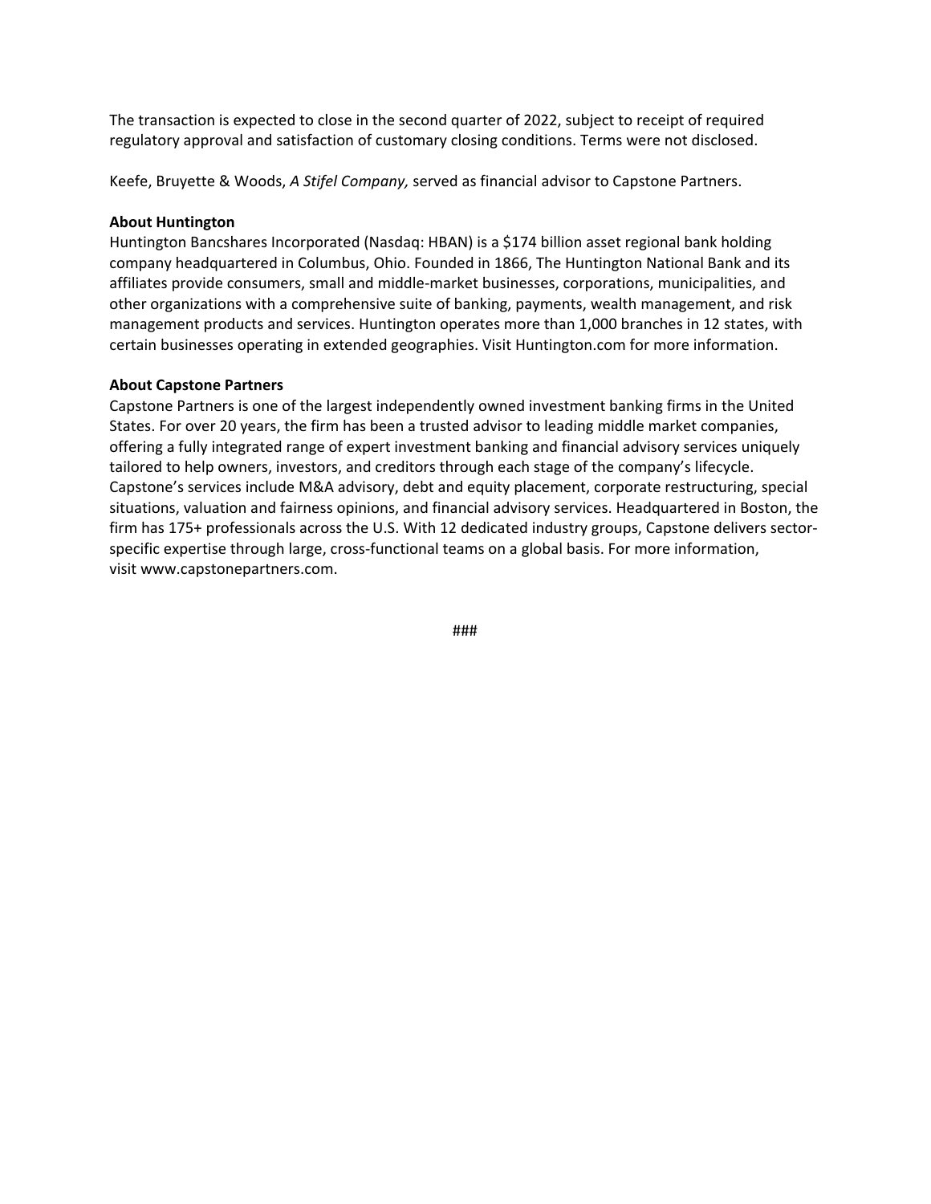The transaction is expected to close in the second quarter of 2022, subject to receipt of required regulatory approval and satisfaction of customary closing conditions. Terms were not disclosed.

Keefe, Bruyette & Woods, *A Stifel Company,* served as financial advisor to Capstone Partners.

**About Huntington**
Huntington Bancshares Incorporated (Nasdaq: HBAN) is a $174 billion asset regional bank holding company headquartered in Columbus, Ohio. Founded in 1866, The Huntington National Bank and its affiliates provide consumers, small and middle-market businesses, corporations, municipalities, and other organizations with a comprehensive suite of banking, payments, wealth management, and risk management products and services. Huntington operates more than 1,000 branches in 12 states, with certain businesses operating in extended geographies. Visit Huntington.com for more information.

**About Capstone Partners**
Capstone Partners is one of the largest independently owned investment banking firms in the United States. For over 20 years, the firm has been a trusted advisor to leading middle market companies, offering a fully integrated range of expert investment banking and financial advisory services uniquely tailored to help owners, investors, and creditors through each stage of the company's lifecycle. Capstone's services include M&A advisory, debt and equity placement, corporate restructuring, special situations, valuation and fairness opinions, and financial advisory services. Headquartered in Boston, the firm has 175+ professionals across the U.S. With 12 dedicated industry groups, Capstone delivers sector-specific expertise through large, cross-functional teams on a global basis. For more information, visit www.capstonepartners.com.

###